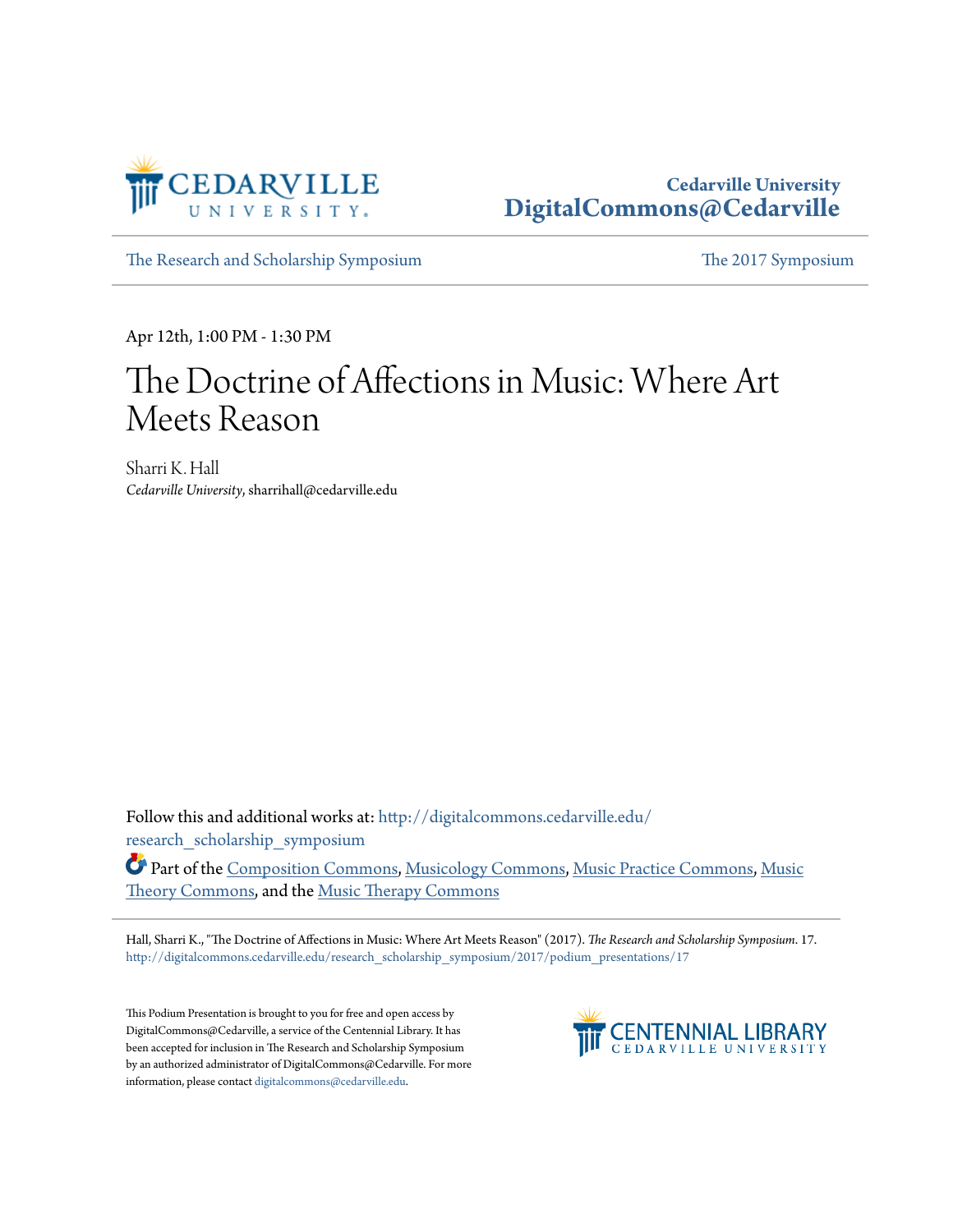Cedarville University
DigitalCommons@Cedarville

The Research and Scholarship Symposium — The 2017 Symposium

Apr 12th, 1:00 PM - 1:30 PM

# The Doctrine of Affections in Music: Where Art Meets Reason

Sharri K. Hall
*Cedarville University*, sharrihall@cedarville.edu

Follow this and additional works at: http://digitalcommons.cedarville.edu/research_scholarship_symposium

Part of the Composition Commons, Musicology Commons, Music Practice Commons, Music Theory Commons, and the Music Therapy Commons

Hall, Sharri K., "The Doctrine of Affections in Music: Where Art Meets Reason" (2017). *The Research and Scholarship Symposium*. 17.
http://digitalcommons.cedarville.edu/research_scholarship_symposium/2017/podium_presentations/17

This Podium Presentation is brought to you for free and open access by DigitalCommons@Cedarville, a service of the Centennial Library. It has been accepted for inclusion in The Research and Scholarship Symposium by an authorized administrator of DigitalCommons@Cedarville. For more information, please contact digitalcommons@cedarville.edu.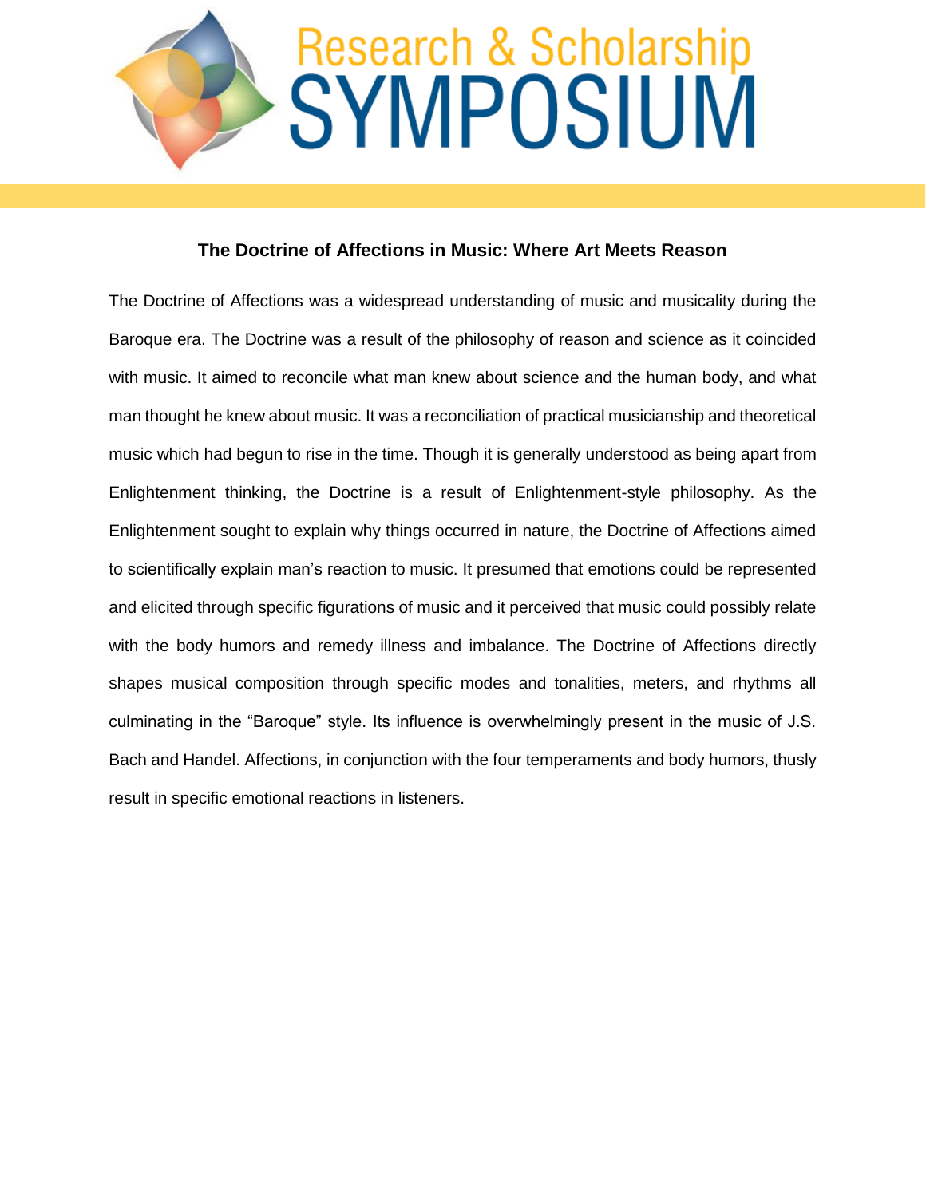**The Doctrine of Affections in Music: Where Art Meets Reason**

The Doctrine of Affections was a widespread understanding of music and musicality during the Baroque era. The Doctrine was a result of the philosophy of reason and science as it coincided with music. It aimed to reconcile what man knew about science and the human body, and what man thought he knew about music. It was a reconciliation of practical musicianship and theoretical music which had begun to rise in the time. Though it is generally understood as being apart from Enlightenment thinking, the Doctrine is a result of Enlightenment-style philosophy. As the Enlightenment sought to explain why things occurred in nature, the Doctrine of Affections aimed to scientifically explain man's reaction to music. It presumed that emotions could be represented and elicited through specific figurations of music and it perceived that music could possibly relate with the body humors and remedy illness and imbalance. The Doctrine of Affections directly shapes musical composition through specific modes and tonalities, meters, and rhythms all culminating in the "Baroque" style. Its influence is overwhelmingly present in the music of J.S. Bach and Handel. Affections, in conjunction with the four temperaments and body humors, thusly result in specific emotional reactions in listeners.